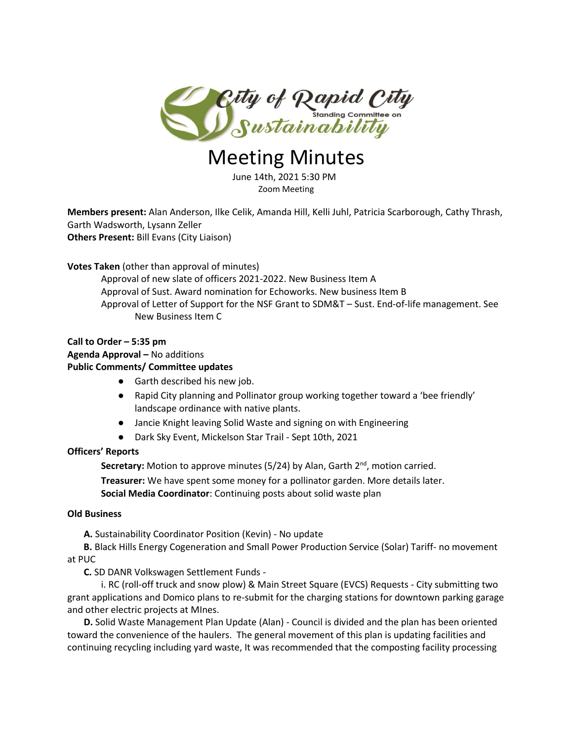City of Rapid City Standing Committee on Sustainability

# Meeting Minutes

June 14th, 2021 5:30 PM
Zoom Meeting

**Members present:** Alan Anderson, Ilke Celik, Amanda Hill, Kelli Juhl, Patricia Scarborough, Cathy Thrash, Garth Wadsworth, Lysann Zeller
**Others Present:** Bill Evans (City Liaison)

**Votes Taken** (other than approval of minutes)

Approval of new slate of officers 2021-2022. New Business Item A
Approval of Sust. Award nomination for Echoworks. New business Item B
Approval of Letter of Support for the NSF Grant to SDM&T – Sust. End-of-life management. See New Business Item C

**Call to Order – 5:35 pm**
**Agenda Approval –** No additions
**Public Comments/ Committee updates**

- Garth described his new job.
- Rapid City planning and Pollinator group working together toward a 'bee friendly' landscape ordinance with native plants.
- Jancie Knight leaving Solid Waste and signing on with Engineering
- Dark Sky Event, Mickelson Star Trail - Sept 10th, 2021

**Officers' Reports**

**Secretary:** Motion to approve minutes (5/24) by Alan, Garth 2nd, motion carried.

**Treasurer:** We have spent some money for a pollinator garden. More details later.

**Social Media Coordinator**: Continuing posts about solid waste plan

**Old Business**

**A.** Sustainability Coordinator Position (Kevin) - No update

**B.** Black Hills Energy Cogeneration and Small Power Production Service (Solar) Tariff- no movement at PUC

**C.** SD DANR Volkswagen Settlement Funds -

i. RC (roll-off truck and snow plow) & Main Street Square (EVCS) Requests - City submitting two grant applications and Domico plans to re-submit for the charging stations for downtown parking garage and other electric projects at MInes.

**D.** Solid Waste Management Plan Update (Alan) - Council is divided and the plan has been oriented toward the convenience of the haulers. The general movement of this plan is updating facilities and continuing recycling including yard waste, It was recommended that the composting facility processing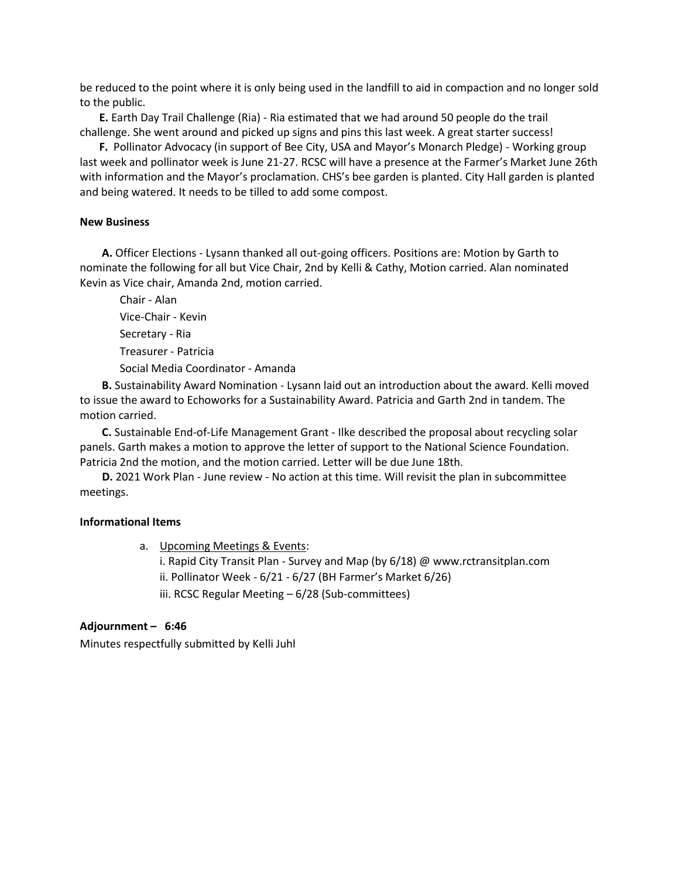be reduced to the point where it is only being used in the landfill to aid in compaction and no longer sold to the public.

**E.** Earth Day Trail Challenge (Ria) - Ria estimated that we had around 50 people do the trail challenge. She went around and picked up signs and pins this last week. A great starter success!

**F.** Pollinator Advocacy (in support of Bee City, USA and Mayor's Monarch Pledge) - Working group last week and pollinator week is June 21-27. RCSC will have a presence at the Farmer's Market June 26th with information and the Mayor's proclamation. CHS's bee garden is planted. City Hall garden is planted and being watered. It needs to be tilled to add some compost.

**New Business**

**A.** Officer Elections - Lysann thanked all out-going officers. Positions are: Motion by Garth to nominate the following for all but Vice Chair, 2nd by Kelli & Cathy, Motion carried. Alan nominated Kevin as Vice chair, Amanda 2nd, motion carried.

Chair - Alan
Vice-Chair - Kevin
Secretary - Ria
Treasurer - Patricia
Social Media Coordinator - Amanda

**B.** Sustainability Award Nomination - Lysann laid out an introduction about the award. Kelli moved to issue the award to Echoworks for a Sustainability Award. Patricia and Garth 2nd in tandem. The motion carried.

**C.** Sustainable End-of-Life Management Grant - Ilke described the proposal about recycling solar panels. Garth makes a motion to approve the letter of support to the National Science Foundation. Patricia 2nd the motion, and the motion carried. Letter will be due June 18th.

**D.** 2021 Work Plan - June review - No action at this time. Will revisit the plan in subcommittee meetings.

**Informational Items**

a. Upcoming Meetings & Events:
   i. Rapid City Transit Plan - Survey and Map (by 6/18) @ www.rctransitplan.com
   ii. Pollinator Week - 6/21 - 6/27 (BH Farmer's Market 6/26)
   iii. RCSC Regular Meeting – 6/28 (Sub-committees)

**Adjournment – 6:46**

Minutes respectfully submitted by Kelli Juhl